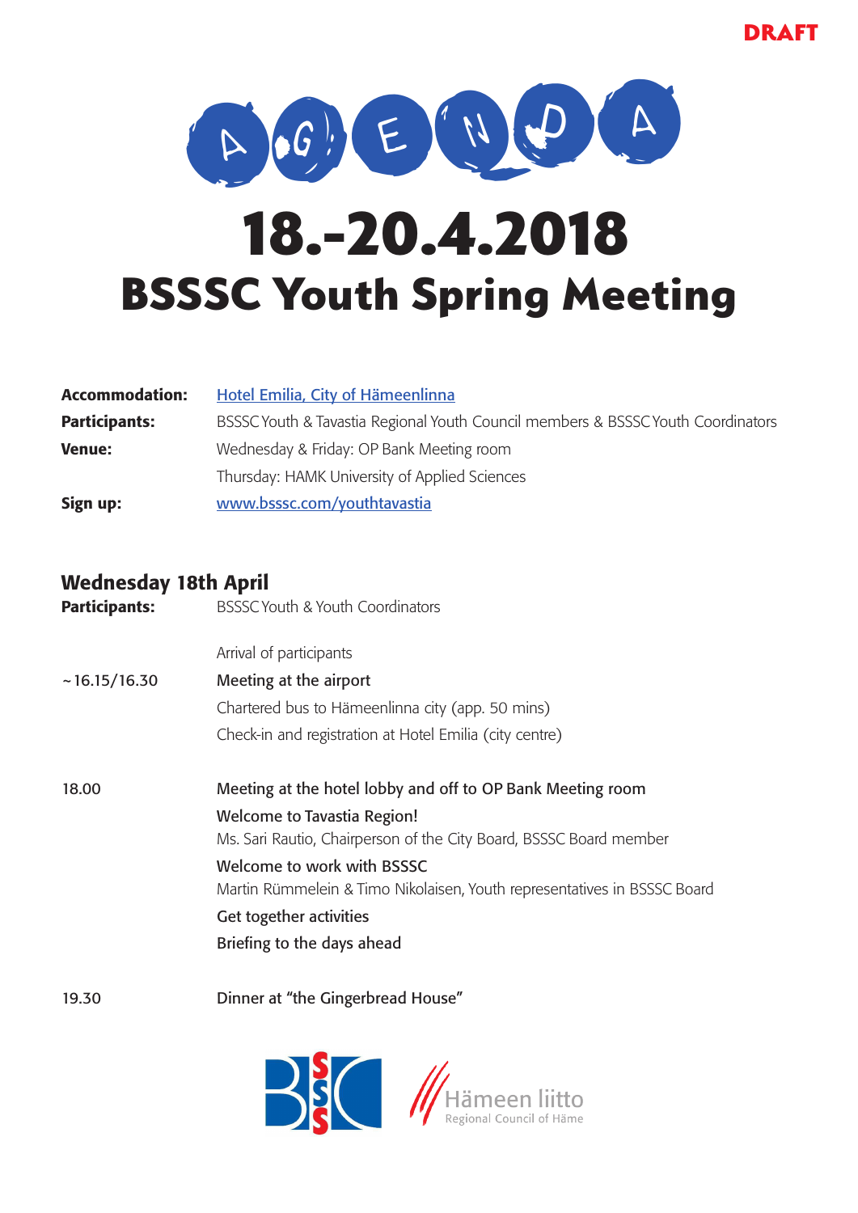DRAFT

# AGENDA

# 18.-20.4.2018

# BSSSC Youth Spring Meeting

| | |
|---|---|
| **Accommodation:** | Hotel Emilia, City of Hämeenlinna |
| **Participants:** | BSSSC Youth & Tavastia Regional Youth Council members & BSSSC Youth Coordinators |
| **Venue:** | Wednesday & Friday: OP Bank Meeting room |
| | Thursday: HAMK University of Applied Sciences |
| **Sign up:** | www.bsssc.com/youthtavastia |

## Wednesday 18th April

| | |
|---|---|
| **Participants:** | BSSSC Youth & Youth Coordinators |
| | Arrival of participants |
| ~16.15/16.30 | Meeting at the airport |
| | Chartered bus to Hämeenlinna city (app. 50 mins) |
| | Check-in and registration at Hotel Emilia (city centre) |
| 18.00 | Meeting at the hotel lobby and off to OP Bank Meeting room |
| | Welcome to Tavastia Region! |
| | Ms. Sari Rautio, Chairperson of the City Board, BSSSC Board member |
| | Welcome to work with BSSSC |
| | Martin Rümmelein & Timo Nikolaisen, Youth representatives in BSSSC Board |
| | Get together activities |
| | Briefing to the days ahead |
| 19.30 | Dinner at "the Gingerbread House" |

BSSSC

Hämeen liitto
Regional Council of Häme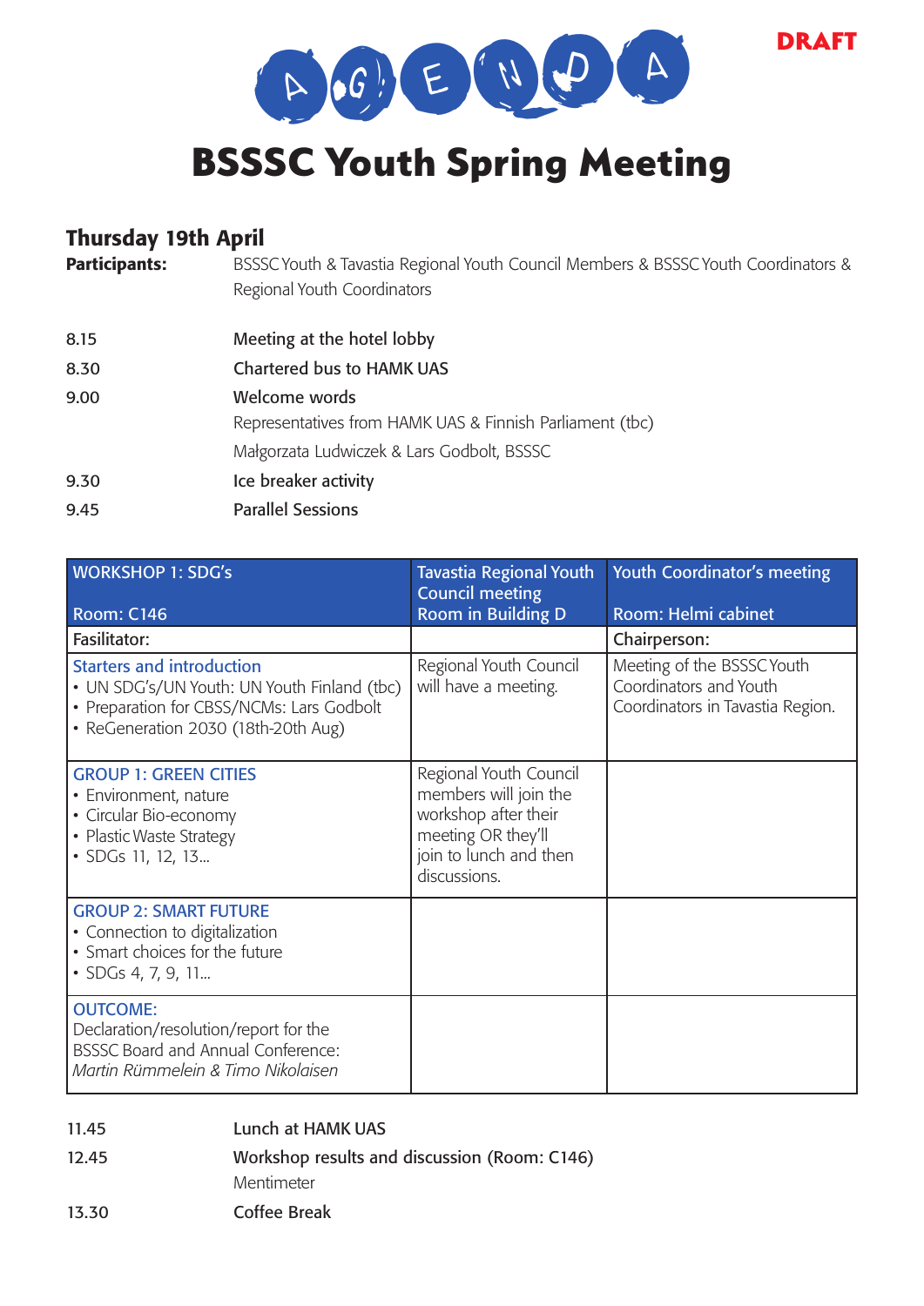DRAFT

AGENDA

# BSSSC Youth Spring Meeting

## Thursday 19th April

**Participants:** BSSSC Youth & Tavastia Regional Youth Council Members & BSSSC Youth Coordinators & Regional Youth Coordinators

| | |
|---|---|
| 8.15 | Meeting at the hotel lobby |
| 8.30 | Chartered bus to HAMK UAS |
| 9.00 | Welcome words<br>Representatives from HAMK UAS & Finnish Parliament (tbc)<br>Małgorzata Ludwiczek & Lars Godbolt, BSSSC |
| 9.30 | Ice breaker activity |
| 9.45 | Parallel Sessions |

| WORKSHOP 1: SDG's<br><br>Room: C146 | Tavastia Regional Youth Council meeting<br>Room in Building D | Youth Coordinator's meeting<br><br>Room: Helmi cabinet |
|---|---|---|
| Fasilitator: | | Chairperson: |
| **Starters and introduction**<br>• UN SDG's/UN Youth: UN Youth Finland (tbc)<br>• Preparation for CBSS/NCMs: Lars Godbolt<br>• ReGeneration 2030 (18th-20th Aug) | Regional Youth Council will have a meeting. | Meeting of the BSSSC Youth Coordinators and Youth Coordinators in Tavastia Region. |
| **GROUP 1: GREEN CITIES**<br>• Environment, nature<br>• Circular Bio-economy<br>• Plastic Waste Strategy<br>• SDGs 11, 12, 13... | Regional Youth Council members will join the workshop after their meeting OR they'll join to lunch and then discussions. | |
| **GROUP 2: SMART FUTURE**<br>• Connection to digitalization<br>• Smart choices for the future<br>• SDGs 4, 7, 9, 11... | | |
| **OUTCOME:**<br>Declaration/resolution/report for the BSSSC Board and Annual Conference:<br>*Martin Rümmelein & Timo Nikolaisen* | | |

| | |
|---|---|
| 11.45 | Lunch at HAMK UAS |
| 12.45 | Workshop results and discussion (Room: C146)<br>Mentimeter |
| 13.30 | Coffee Break |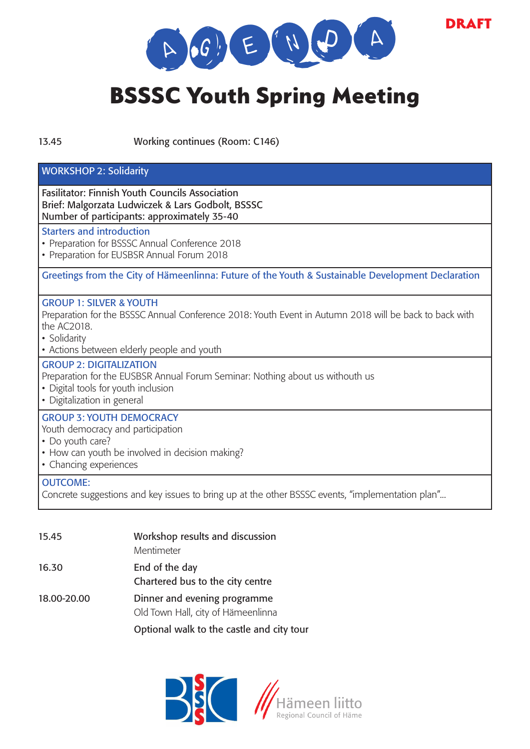DRAFT

# AGENDA

# BSSSC Youth Spring Meeting

| | |
|---|---|
| 13.45 | Working continues (Room: C146) |

## WORKSHOP 2: Solidarity

Fasilitator: Finnish Youth Councils Association
Brief: Malgorzata Ludwiczek & Lars Godbolt, BSSSC
Number of participants: approximately 35-40

**Starters and introduction**

- Preparation for BSSSC Annual Conference 2018
- Preparation for EUSBSR Annual Forum 2018

**Greetings from the City of Hämeenlinna: Future of the Youth & Sustainable Development Declaration**

**GROUP 1: SILVER & YOUTH**

Preparation for the BSSSC Annual Conference 2018: Youth Event in Autumn 2018 will be back to back with the AC2018.

- Solidarity
- Actions between elderly people and youth

**GROUP 2: DIGITALIZATION**

Preparation for the EUSBSR Annual Forum Seminar: Nothing about us withouth us

- Digital tools for youth inclusion
- Digitalization in general

**GROUP 3: YOUTH DEMOCRACY**

Youth democracy and participation

- Do youth care?
- How can youth be involved in decision making?
- Chancing experiences

**OUTCOME:**

Concrete suggestions and key issues to bring up at the other BSSSC events, "implementation plan"...

| | |
|---|---|
| 15.45 | Workshop results and discussion<br>Mentimeter |
| 16.30 | End of the day<br>Chartered bus to the city centre |
| 18.00-20.00 | Dinner and evening programme<br>Old Town Hall, city of Hämeenlinna |
| | Optional walk to the castle and city tour |

BSSSC

Hämeen liitto
Regional Council of Häme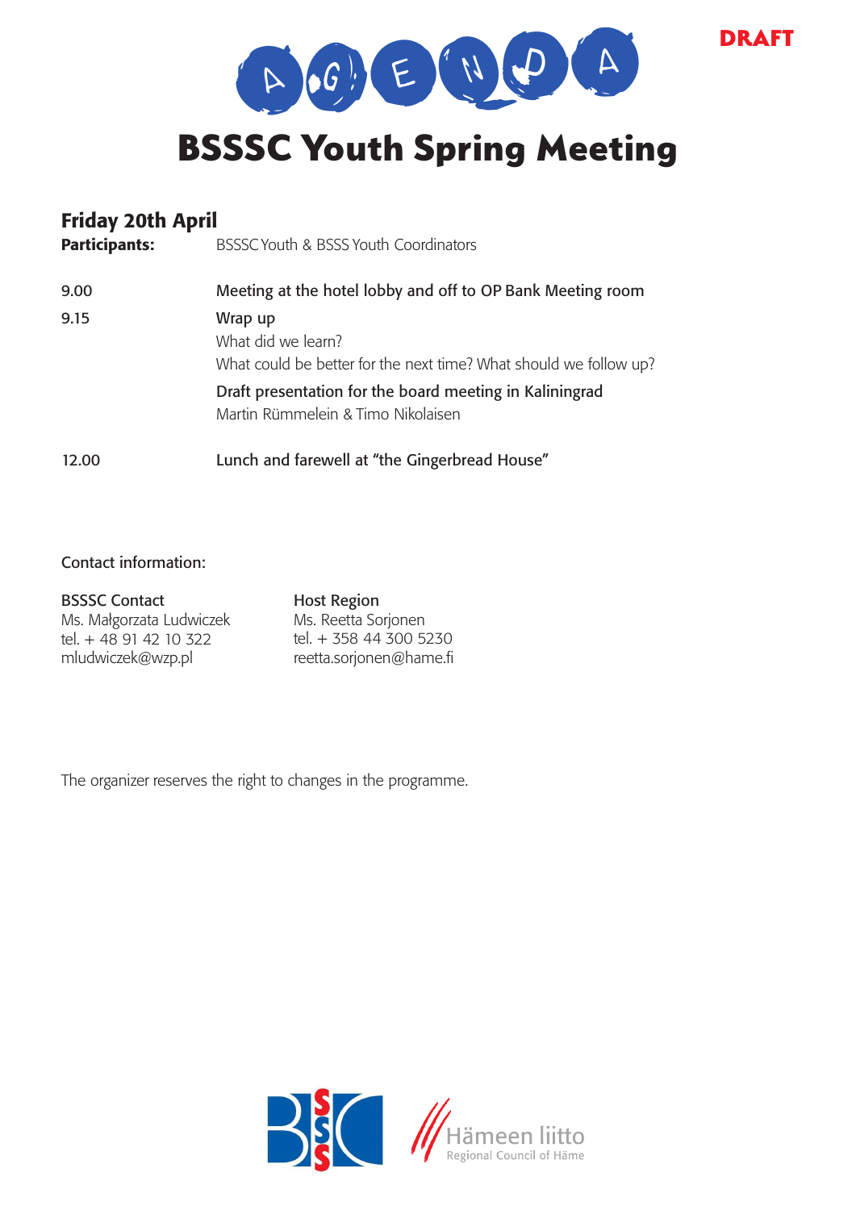DRAFT

# AGENDA

# BSSSC Youth Spring Meeting

## Friday 20th April

**Participants:** BSSSC Youth & BSSS Youth Coordinators

9.00 Meeting at the hotel lobby and off to OP Bank Meeting room

9.15 Wrap up
What did we learn?
What could be better for the next time? What should we follow up?

Draft presentation for the board meeting in Kaliningrad
Martin Rümmelein & Timo Nikolaisen

12.00 Lunch and farewell at "the Gingerbread House"

Contact information:

BSSSC Contact
Ms. Małgorzata Ludwiczek
tel. + 48 91 42 10 322
mludwiczek@wzp.pl

Host Region
Ms. Reetta Sorjonen
tel. + 358 44 300 5230
reetta.sorjonen@hame.fi

The organizer reserves the right to changes in the programme.

BSSSC

Hämeen liitto
Regional Council of Häme